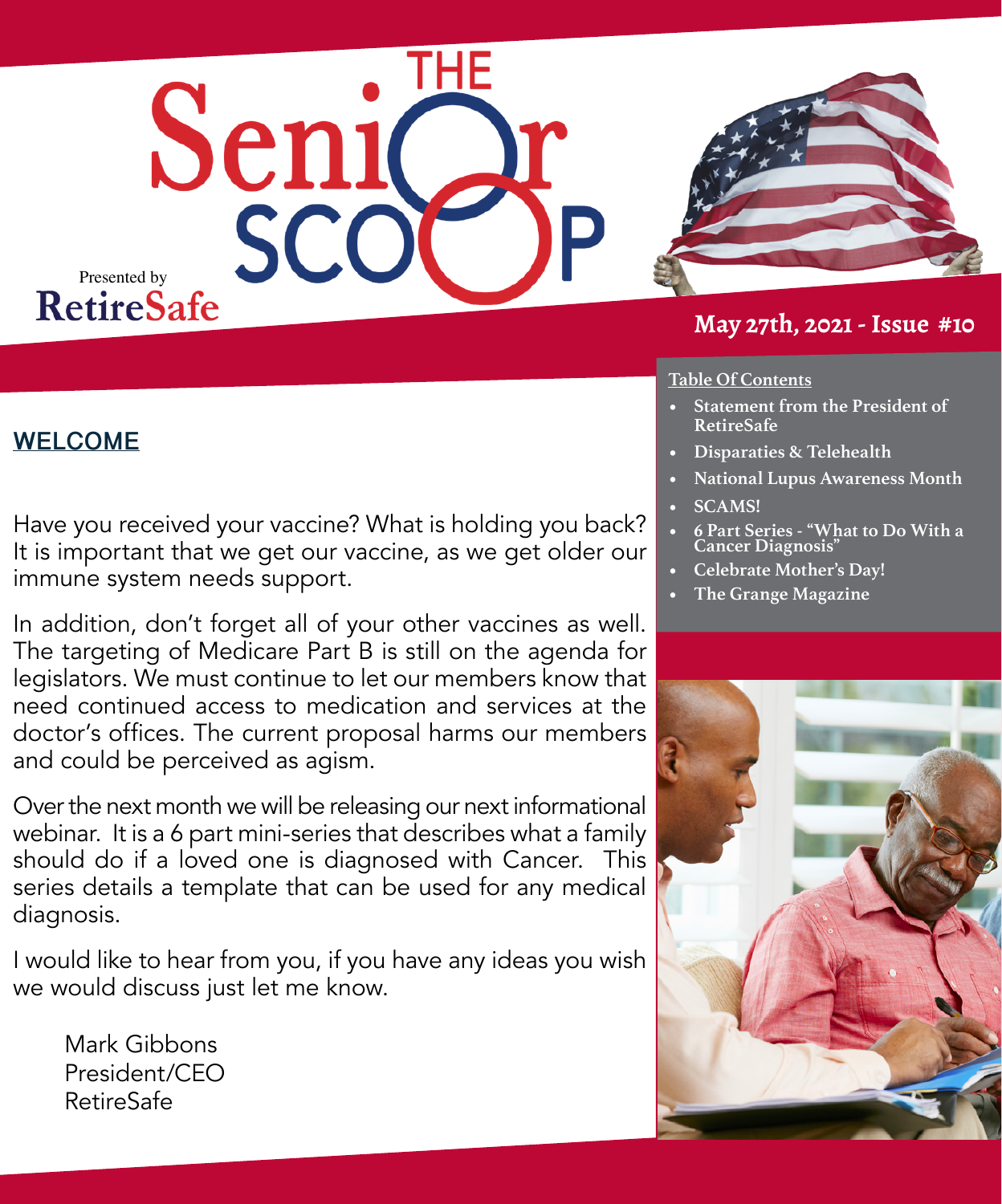# THE Senior SCOOP

Presented by RetireSafe

**May 27th, 2021 - Issue #10**

**Table Of Contents**

- **Statement from the President of RetireSafe**
- **Disparities & Telehealth**
- **National Lupus Awareness Month**
- **SCAMS!**
- **6 Part Series - "What to Do With a Cancer Diagnosis"**
- **Celebrate Mother's Day!**
- **The Grange Magazine**

## WELCOME

Have you received your vaccine? What is holding you back? It is important that we get our vaccine, as we get older our immune system needs support.

In addition, don't forget all of your other vaccines as well. The targeting of Medicare Part B is still on the agenda for legislators. We must continue to let our members know that need continued access to medication and services at the doctor's offices. The current proposal harms our members and could be perceived as agism.

Over the next month we will be releasing our next informational webinar. It is a 6 part mini-series that describes what a family should do if a loved one is diagnosed with Cancer. This series details a template that can be used for any medical diagnosis.

I would like to hear from you, if you have any ideas you wish we would discuss just let me know.

Mark Gibbons
President/CEO
RetireSafe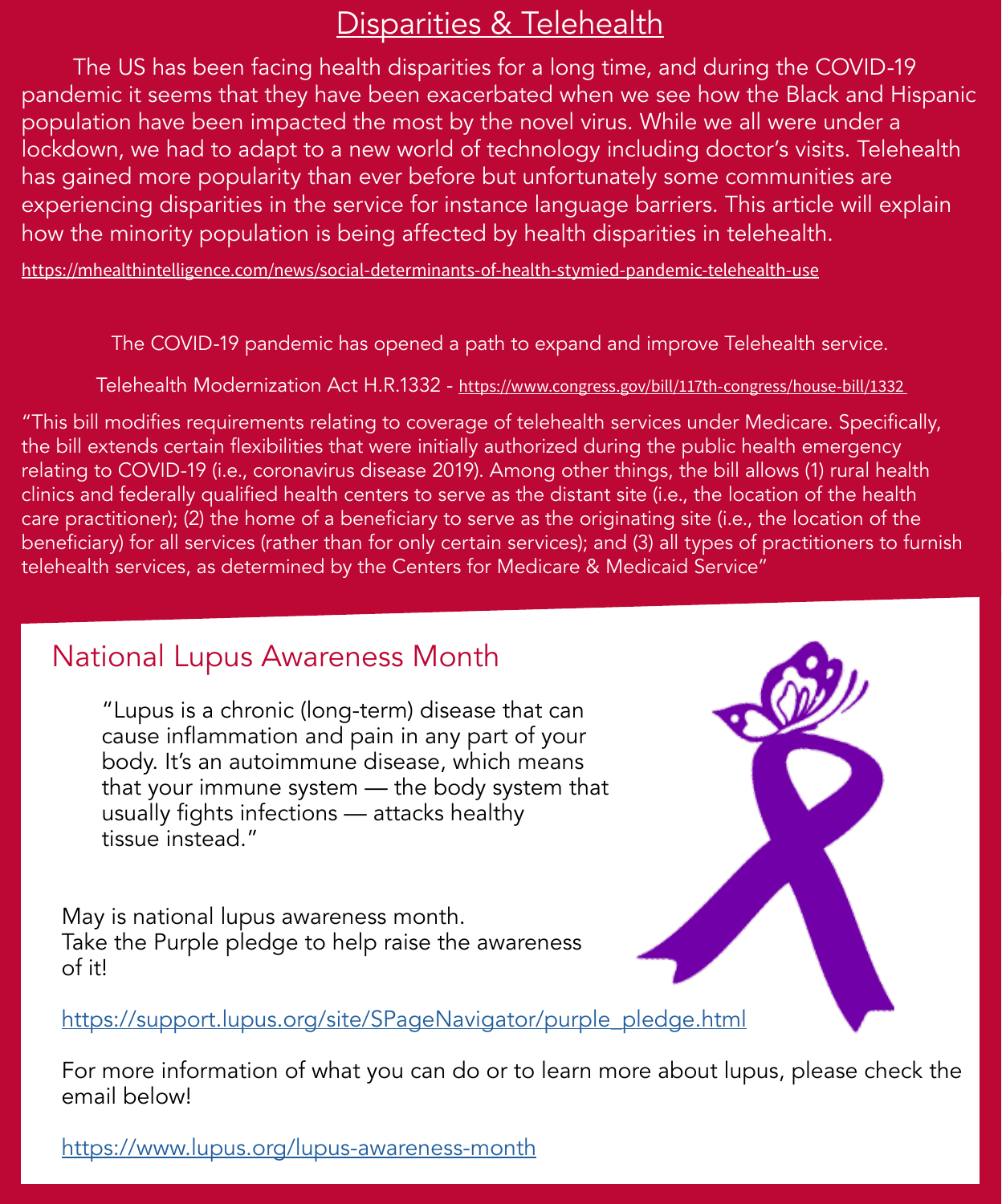# Disparities & Telehealth

The US has been facing health disparities for a long time, and during the COVID-19 pandemic it seems that they have been exacerbated when we see how the Black and Hispanic population have been impacted the most by the novel virus. While we all were under a lockdown, we had to adapt to a new world of technology including doctor's visits. Telehealth has gained more popularity than ever before but unfortunately some communities are experiencing disparities in the service for instance language barriers. This article will explain how the minority population is being affected by health disparities in telehealth.

https://mhealthintelligence.com/news/social-determinants-of-health-stymied-pandemic-telehealth-use

The COVID-19 pandemic has opened a path to expand and improve Telehealth service.

Telehealth Modernization Act H.R.1332 - https://www.congress.gov/bill/117th-congress/house-bill/1332

"This bill modifies requirements relating to coverage of telehealth services under Medicare. Specifically, the bill extends certain flexibilities that were initially authorized during the public health emergency relating to COVID-19 (i.e., coronavirus disease 2019). Among other things, the bill allows (1) rural health clinics and federally qualified health centers to serve as the distant site (i.e., the location of the health care practitioner); (2) the home of a beneficiary to serve as the originating site (i.e., the location of the beneficiary) for all services (rather than for only certain services); and (3) all types of practitioners to furnish telehealth services, as determined by the Centers for Medicare & Medicaid Service"

## National Lupus Awareness Month

"Lupus is a chronic (long-term) disease that can cause inflammation and pain in any part of your body. It's an autoimmune disease, which means that your immune system — the body system that usually fights infections — attacks healthy tissue instead."

May is national lupus awareness month.
Take the Purple pledge to help raise the awareness of it!

https://support.lupus.org/site/SPageNavigator/purple_pledge.html

For more information of what you can do or to learn more about lupus, please check the email below!

https://www.lupus.org/lupus-awareness-month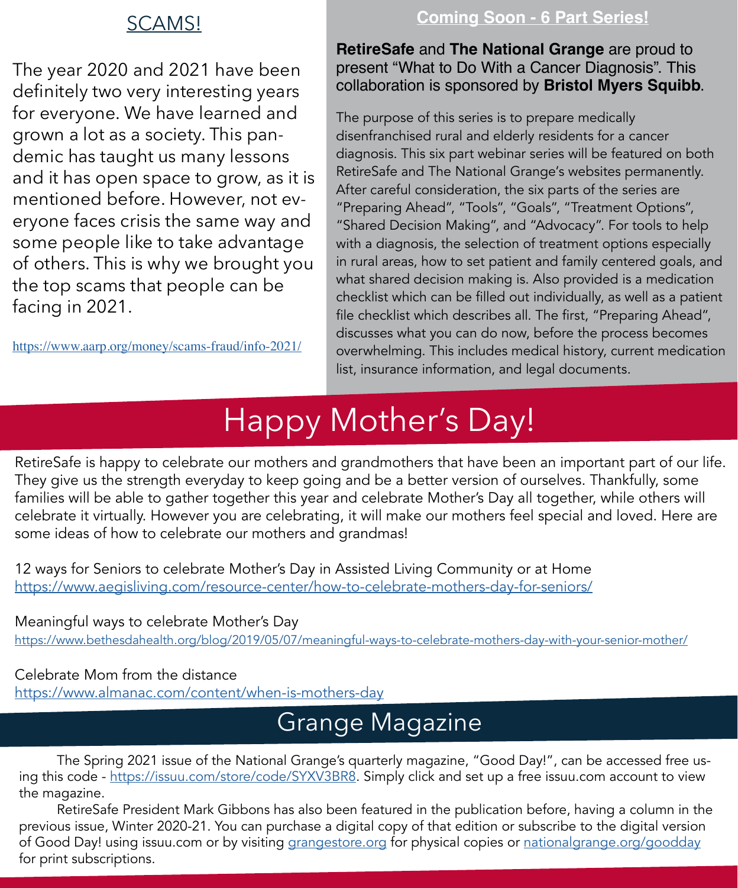## SCAMS!

The year 2020 and 2021 have been definitely two very interesting years for everyone. We have learned and grown a lot as a society. This pandemic has taught us many lessons and it has open space to grow, as it is mentioned before. However, not everyone faces crisis the same way and some people like to take advantage of others. This is why we brought you the top scams that people can be facing in 2021.

https://www.aarp.org/money/scams-fraud/info-2021/

## Coming Soon - 6 Part Series!

**RetireSafe** and **The National Grange** are proud to present "What to Do With a Cancer Diagnosis". This collaboration is sponsored by **Bristol Myers Squibb**.

The purpose of this series is to prepare medically disenfranchised rural and elderly residents for a cancer diagnosis. This six part webinar series will be featured on both RetireSafe and The National Grange's websites permanently. After careful consideration, the six parts of the series are "Preparing Ahead", "Tools", "Goals", "Treatment Options", "Shared Decision Making", and "Advocacy". For tools to help with a diagnosis, the selection of treatment options especially in rural areas, how to set patient and family centered goals, and what shared decision making is. Also provided is a medication checklist which can be filled out individually, as well as a patient file checklist which describes all. The first, "Preparing Ahead", discusses what you can do now, before the process becomes overwhelming. This includes medical history, current medication list, insurance information, and legal documents.

# Happy Mother's Day!

RetireSafe is happy to celebrate our mothers and grandmothers that have been an important part of our life. They give us the strength everyday to keep going and be a better version of ourselves. Thankfully, some families will be able to gather together this year and celebrate Mother's Day all together, while others will celebrate it virtually. However you are celebrating, it will make our mothers feel special and loved. Here are some ideas of how to celebrate our mothers and grandmas!

12 ways for Seniors to celebrate Mother's Day in Assisted Living Community or at Home
https://www.aegisliving.com/resource-center/how-to-celebrate-mothers-day-for-seniors/

Meaningful ways to celebrate Mother's Day
https://www.bethesdahealth.org/blog/2019/05/07/meaningful-ways-to-celebrate-mothers-day-with-your-senior-mother/

Celebrate Mom from the distance
https://www.almanac.com/content/when-is-mothers-day

# Grange Magazine

The Spring 2021 issue of the National Grange's quarterly magazine, "Good Day!", can be accessed free using this code - https://issuu.com/store/code/SYXV3BR8. Simply click and set up a free issuu.com account to view the magazine.

RetireSafe President Mark Gibbons has also been featured in the publication before, having a column in the previous issue, Winter 2020-21. You can purchase a digital copy of that edition or subscribe to the digital version of Good Day! using issuu.com or by visiting grangestore.org for physical copies or nationalgrange.org/goodday for print subscriptions.